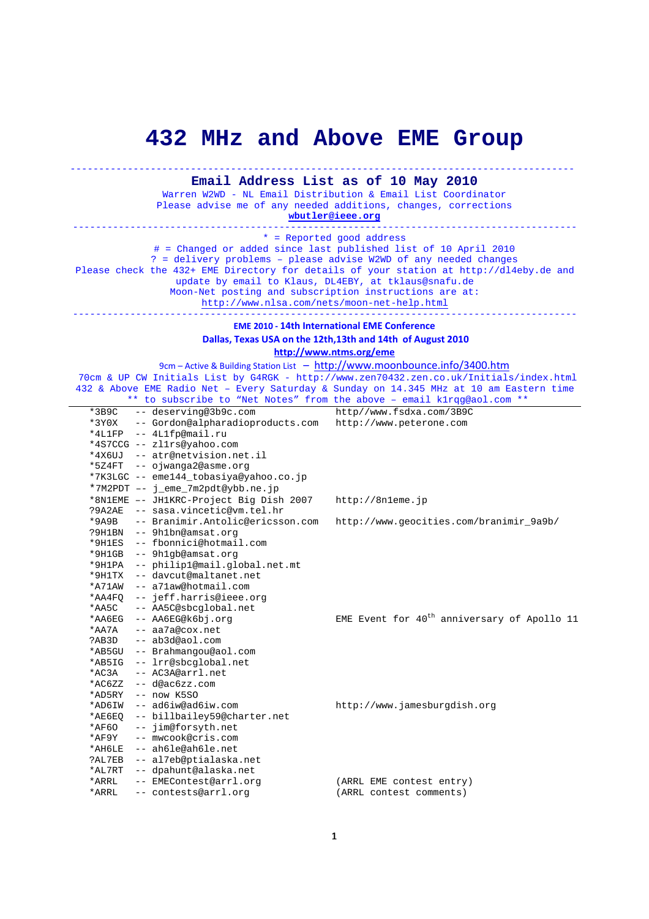# 432 MHz and Above EME Group

---

## Email Address List as of 10 May 2010

Warren W2WD - NL Email Distribution & Email List Coordinator
Please advise me of any needed additions, changes, corrections
**wbutler@ieee.org**

---

\* = Reported good address
# = Changed or added since last published list of 10 April 2010
? = delivery problems – please advise W2WD of any needed changes
Please check the 432+ EME Directory for details of your station at http://dl4eby.de and update by email to Klaus, DL4EBY, at tklaus@snafu.de
Moon-Net posting and subscription instructions are at:
http://www.nlsa.com/nets/moon-net-help.html

---

**EME 2010 - 14th International EME Conference**
**Dallas, Texas USA on the 12th,13th and 14th of August 2010**
**http://www.ntms.org/eme**

9cm – Active & Building Station List – http://www.moonbounce.info/3400.htm
70cm & UP CW Initials List by G4RGK - http://www.zen70432.zen.co.uk/Initials/index.html
432 & Above EME Radio Net – Every Saturday & Sunday on 14.345 MHz at 10 am Eastern time
** to subscribe to "Net Notes" from the above – email k1rqg@aol.com **

---

```
*3B9C    -- deserving@3b9c.com              http//www.fsdxa.com/3B9C
*3Y0X    -- Gordon@alpharadioproducts.com   http://www.peterone.com
*4L1FP   -- 4L1fp@mail.ru
*4S7CCG  -- zl1rs@yahoo.com
*4X6UJ   -- atr@netvision.net.il
*5Z4FT   -- ojwanga2@asme.org
*7K3LGC  -- eme144_tobasiya@yahoo.co.jp
*7M2PDT  –- j_eme_7m2pdt@ybb.ne.jp
*8N1EME  –- JH1KRC-Project Big Dish 2007    http://8n1eme.jp
?9A2AE   -- sasa.vincetic@vm.tel.hr
*9A9B    -- Branimir.Antolic@ericsson.com   http://www.geocities.com/branimir_9a9b/
?9H1BN   -- 9h1bn@amsat.org
*9H1ES   -- fbonnici@hotmail.com
*9H1GB   -- 9h1gb@amsat.org
*9H1PA   -- philip1@mail.global.net.mt
*9H1TX   -- davcut@maltanet.net
*A71AW   -- a71aw@hotmail.com
*AA4FQ   -- jeff.harris@ieee.org
*AA5C    -- AA5C@sbcglobal.net
*AA6EG   -- AA6EG@k6bj.org                  EME Event for 40th anniversary of Apollo 11
*AA7A    -- aa7a@cox.net
?AB3D    -- ab3d@aol.com
*AB5GU   -- Brahmangou@aol.com
*AB5IG   -- lrr@sbcglobal.net
*AC3A    -- AC3A@arrl.net
*AC6ZZ   -- d@ac6zz.com
*AD5RY   -- now K5SO
*AD6IW   -- ad6iw@ad6iw.com                 http://www.jamesburgdish.org
*AE6EQ   -- billbailey59@charter.net
*AF6O    -- jim@forsyth.net
*AF9Y    -- mwcook@cris.com
*AH6LE   -- ah6le@ah6le.net
?AL7EB   -- al7eb@ptialaska.net
*AL7RT   -- dpahunt@alaska.net
*ARRL    -- EMEContest@arrl.org             (ARRL EME contest entry)
*ARRL    -- contests@arrl.org               (ARRL contest comments)
```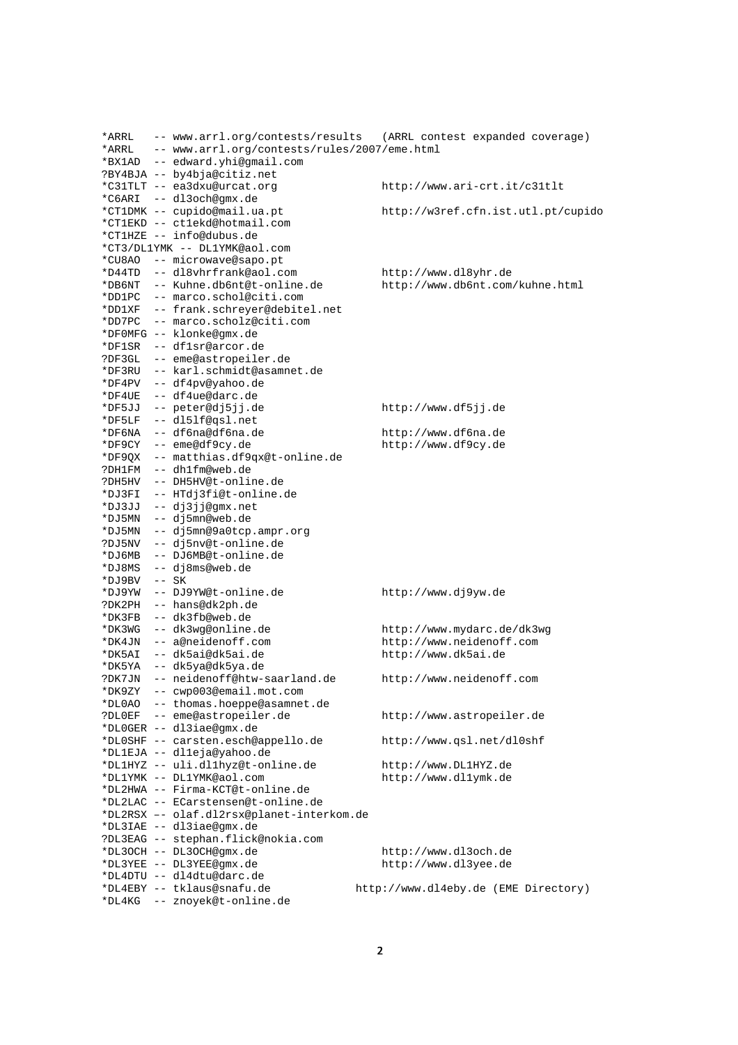```
*ARRL   -- www.arrl.org/contests/results   (ARRL contest expanded coverage)
*ARRL   -- www.arrl.org/contests/rules/2007/eme.html
*BX1AD  -- edward.yhi@gmail.com
?BY4BJA -- by4bja@citiz.net
*C31TLT -- ea3dxu@urcat.org               http://www.ari-crt.it/c31tlt
*C6ARI  -- dl3och@gmx.de
*CT1DMK -- cupido@mail.ua.pt              http://w3ref.cfn.ist.utl.pt/cupido
*CT1EKD -- ct1ekd@hotmail.com
*CT1HZE -- info@dubus.de
*CT3/DL1YMK -- DL1YMK@aol.com
*CU8AO  -- microwave@sapo.pt
*D44TD  -- dl8vhrfrank@aol.com            http://www.dl8yhr.de
*DB6NT  -- Kuhne.db6nt@t-online.de        http://www.db6nt.com/kuhne.html
*DD1PC  -- marco.schol@citi.com
*DD1XF  -- frank.schreyer@debitel.net
*DD7PC  -- marco.scholz@citi.com
*DF0MFG -- klonke@gmx.de
*DF1SR  -- df1sr@arcor.de
?DF3GL  -- eme@astropeiler.de
*DF3RU  -- karl.schmidt@asamnet.de
*DF4PV  -- df4pv@yahoo.de
*DF4UE  -- df4ue@darc.de
*DF5JJ  -- peter@dj5jj.de                 http://www.df5jj.de
*DF5LF  -- dl5lf@qsl.net
*DF6NA  -- df6na@df6na.de                 http://www.df6na.de
*DF9CY  -- eme@df9cy.de                   http://www.df9cy.de
*DF9QX  -- matthias.df9qx@t-online.de
?DH1FM  -- dh1fm@web.de
?DH5HV  -- DH5HV@t-online.de
*DJ3FI  -- HTdj3fi@t-online.de
*DJ3JJ  -- dj3jj@gmx.net
*DJ5MN  -- dj5mn@web.de
*DJ5MN  -- dj5mn@9a0tcp.ampr.org
?DJ5NV  -- dj5nv@t-online.de
*DJ6MB  -- DJ6MB@t-online.de
*DJ8MS  -- dj8ms@web.de
*DJ9BV  -- SK
*DJ9YW  -- DJ9YW@t-online.de              http://www.dj9yw.de
?DK2PH  -- hans@dk2ph.de
*DK3FB  -- dk3fb@web.de
*DK3WG  -- dk3wg@online.de                http://www.mydarc.de/dk3wg
*DK4JN  -- a@neidenoff.com                http://www.neidenoff.com
*DK5AI  -- dk5ai@dk5ai.de                 http://www.dk5ai.de
*DK5YA  -- dk5ya@dk5ya.de
?DK7JN  -- neidenoff@htw-saarland.de      http://www.neidenoff.com
*DK9ZY  -- cwp003@email.mot.com
*DL0AO  -- thomas.hoeppe@asamnet.de
?DL0EF  -- eme@astropeiler.de             http://www.astropeiler.de
*DL0GER -- dl3iae@gmx.de
*DL0SHF -- carsten.esch@appello.de        http://www.qsl.net/dl0shf
*DL1EJA -- dl1eja@yahoo.de
*DL1HYZ -- uli.dl1hyz@t-online.de         http://www.DL1HYZ.de
*DL1YMK -- DL1YMK@aol.com                 http://www.dl1ymk.de
*DL2HWA -- Firma-KCT@t-online.de
*DL2LAC -- ECarstensen@t-online.de
*DL2RSX -- olaf.dl2rsx@planet-interkom.de
*DL3IAE -- dl3iae@gmx.de
?DL3EAG -- stephan.flick@nokia.com
*DL3OCH -- DL3OCH@gmx.de                  http://www.dl3och.de
*DL3YEE -- DL3YEE@gmx.de                  http://www.dl3yee.de
*DL4DTU -- dl4dtu@darc.de
*DL4EBY -- tklaus@snafu.de            http://www.dl4eby.de (EME Directory)
*DL4KG  -- znoyek@t-online.de
```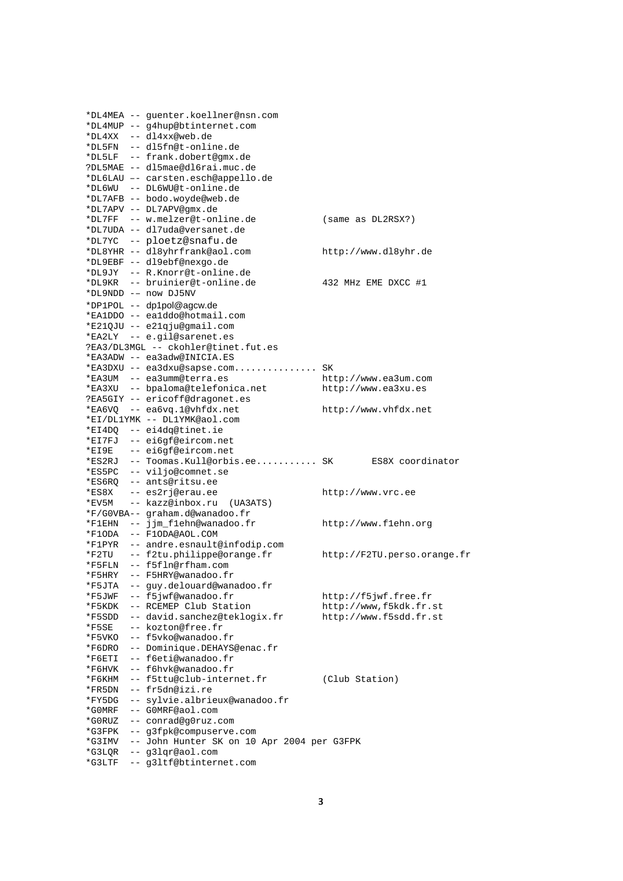```
*DL4MEA -- guenter.koellner@nsn.com
*DL4MUP -- g4hup@btinternet.com
*DL4XX  -- dl4xx@web.de
*DL5FN  -- dl5fn@t-online.de
*DL5LF  -- frank.dobert@gmx.de
?DL5MAE -- dl5mae@dl6rai.muc.de
*DL6LAU -- carsten.esch@appello.de
*DL6WU  -- DL6WU@t-online.de
*DL7AFB -- bodo.woyde@web.de
*DL7APV -- DL7APV@gmx.de
*DL7FF  -- w.melzer@t-online.de           (same as DL2RSX?)
*DL7UDA -- dl7uda@versanet.de
*DL7YC  -- ploetz@snafu.de
*DL8YHR -- dl8yhrfrank@aol.com            http://www.dl8yhr.de
*DL9EBF -- dl9ebf@nexgo.de
*DL9JY  -- R.Knorr@t-online.de
*DL9KR  -- bruinier@t-online.de           432 MHz EME DXCC #1
*DL9NDD -- now DJ5NV
*DP1POL -- dp1pol@agcw.de
*EA1DDO -- ea1ddo@hotmail.com
*E21QJU -- e21qju@gmail.com
*EA2LY  -- e.gil@sarenet.es
?EA3/DL3MGL -- ckohler@tinet.fut.es
*EA3ADW -- ea3adw@INICIA.ES
*EA3DXU -- ea3dxu@sapse.com............... SK
*EA3UM  -- ea3umm@terra.es                http://www.ea3um.com
*EA3XU  -- bpaloma@telefonica.net         http://www.ea3xu.es
?EA5GIY -- ericoff@dragonet.es
*EA6VQ  -- ea6vq.1@vhfdx.net              http://www.vhfdx.net
*EI/DL1YMK -- DL1YMK@aol.com
*EI4DQ  -- ei4dq@tinet.ie
*EI7FJ  -- ei6gf@eircom.net
*EI9E   -- ei6gf@eircom.net
*ES2RJ  -- Toomas.Kull@orbis.ee........... SK       ES8X coordinator
*ES5PC  -- viljo@comnet.se
*ES6RQ  -- ants@ritsu.ee
*ES8X   -- es2rj@erau.ee                  http://www.vrc.ee
*EV5M   -- kazz@inbox.ru  (UA3ATS)
*F/G0VBA-- graham.d@wanadoo.fr
*F1EHN  -- jjm_f1ehn@wanadoo.fr           http://www.f1ehn.org
*F1ODA  -- F1ODA@AOL.COM
*F1PYR  -- andre.esnault@infodip.com
*F2TU   -- f2tu.philippe@orange.fr        http://F2TU.perso.orange.fr
*F5FLN  -- f5fln@rfham.com
*F5HRY  -- F5HRY@wanadoo.fr
*F5JTA  -- guy.delouard@wanadoo.fr
*F5JWF  -- f5jwf@wanadoo.fr               http://f5jwf.free.fr
*F5KDK  -- RCEMEP Club Station            http://www,f5kdk.fr.st
*F5SDD  -- david.sanchez@teklogix.fr      http://www.f5sdd.fr.st
*F5SE   -- kozton@free.fr
*F5VKO  -- f5vko@wanadoo.fr
*F6DRO  -- Dominique.DEHAYS@enac.fr
*F6ETI  -- f6eti@wanadoo.fr
*F6HVK  -- f6hvk@wanadoo.fr
*F6KHM  -- f5ttu@club-internet.fr         (Club Station)
*FR5DN  -- fr5dn@izi.re
*FY5DG  -- sylvie.albrieux@wanadoo.fr
*G0MRF  -- G0MRF@aol.com
*G0RUZ  -- conrad@g0ruz.com
*G3FPK  -- g3fpk@compuserve.com
*G3IMV  -- John Hunter SK on 10 Apr 2004 per G3FPK
*G3LQR  -- g3lqr@aol.com
*G3LTF  -- g3ltf@btinternet.com
```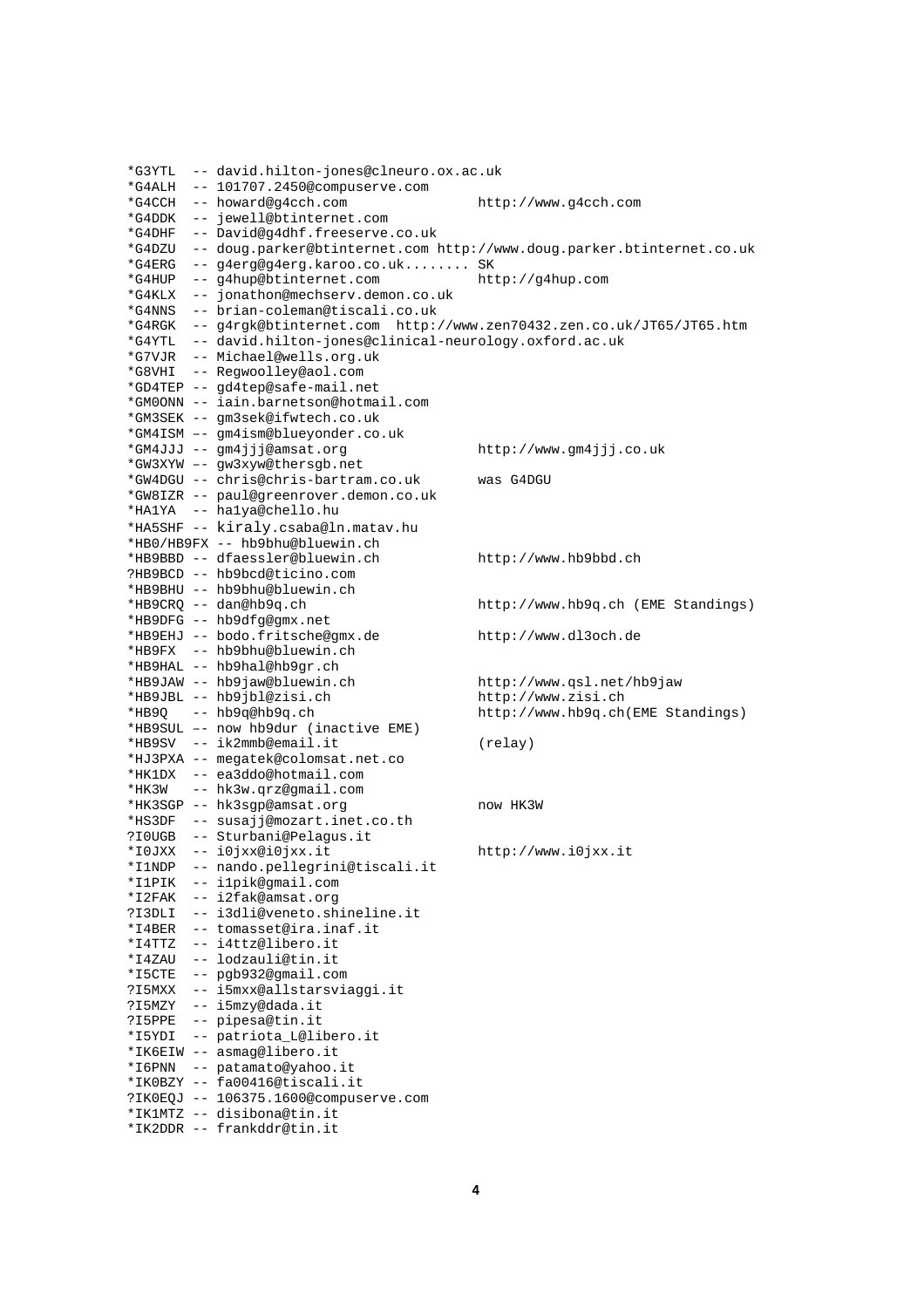```
*G3YTL  -- david.hilton-jones@clneuro.ox.ac.uk
*G4ALH  -- 101707.2450@compuserve.com
*G4CCH  -- howard@g4cch.com                  http://www.g4cch.com
*G4DDK  -- jewell@btinternet.com
*G4DHF  -- David@g4dhf.freeserve.co.uk
*G4DZU  -- doug.parker@btinternet.com http://www.doug.parker.btinternet.co.uk
*G4ERG  -- g4erg@g4erg.karoo.co.uk........ SK
*G4HUP  -- g4hup@btinternet.com              http://g4hup.com
*G4KLX  -- jonathon@mechserv.demon.co.uk
*G4NNS  -- brian-coleman@tiscali.co.uk
*G4RGK  -- g4rgk@btinternet.com  http://www.zen70432.zen.co.uk/JT65/JT65.htm
*G4YTL  -- david.hilton-jones@clinical-neurology.oxford.ac.uk
*G7VJR  -- Michael@wells.org.uk
*G8VHI  -- Regwoolley@aol.com
*GD4TEP -- gd4tep@safe-mail.net
*GM0ONN -- iain.barnetson@hotmail.com
*GM3SEK -- gm3sek@ifwtech.co.uk
*GM4ISM –- gm4ism@blueyonder.co.uk
*GM4JJJ -- gm4jjj@amsat.org                  http://www.gm4jjj.co.uk
*GW3XYW –- gw3xyw@thersgb.net
*GW4DGU -- chris@chris-bartram.co.uk         was G4DGU
*GW8IZR -- paul@greenrover.demon.co.uk
*HA1YA  -- ha1ya@chello.hu
*HA5SHF -- kiraly.csaba@ln.matav.hu
*HB0/HB9FX -- hb9bhu@bluewin.ch
*HB9BBD -- dfaessler@bluewin.ch              http://www.hb9bbd.ch
?HB9BCD -- hb9bcd@ticino.com
*HB9BHU -- hb9bhu@bluewin.ch
*HB9CRQ -- dan@hb9q.ch                       http://www.hb9q.ch (EME Standings)
*HB9DFG -- hb9dfg@gmx.net
*HB9EHJ -- bodo.fritsche@gmx.de              http://www.dl3och.de
*HB9FX  -- hb9bhu@bluewin.ch
*HB9HAL -- hb9hal@hb9gr.ch
*HB9JAW -- hb9jaw@bluewin.ch                 http://www.qsl.net/hb9jaw
*HB9JBL -- hb9jbl@zisi.ch                    http://www.zisi.ch
*HB9Q   -- hb9q@hb9q.ch                      http://www.hb9q.ch(EME Standings)
*HB9SUL –- now hb9dur (inactive EME)
*HB9SV  -- ik2mmb@email.it                   (relay)
*HJ3PXA -- megatek@colomsat.net.co
*HK1DX  -- ea3ddo@hotmail.com
*HK3W   -- hk3w.qrz@gmail.com
*HK3SGP -- hk3sgp@amsat.org                  now HK3W
*HS3DF  -- susajj@mozart.inet.co.th
?I0UGB  -- Sturbani@Pelagus.it
*I0JXX  -- i0jxx@i0jxx.it                    http://www.i0jxx.it
*I1NDP  -- nando.pellegrini@tiscali.it
*I1PIK  -- i1pik@gmail.com
*I2FAK  -- i2fak@amsat.org
?I3DLI  -- i3dli@veneto.shineline.it
*I4BER  -- tomasset@ira.inaf.it
*I4TTZ  -- i4ttz@libero.it
*I4ZAU  -- lodzauli@tin.it
*I5CTE  -- pgb932@gmail.com
?I5MXX  -- i5mxx@allstarsviaggi.it
?I5MZY  -- i5mzy@dada.it
?I5PPE  -- pipesa@tin.it
*I5YDI  -- patriota_L@libero.it
*IK6EIW -- asmag@libero.it
*I6PNN  -- patamato@yahoo.it
*IK0BZY -- fa00416@tiscali.it
?IK0EQJ -- 106375.1600@compuserve.com
*IK1MTZ -- disibona@tin.it
*IK2DDR -- frankddr@tin.it
```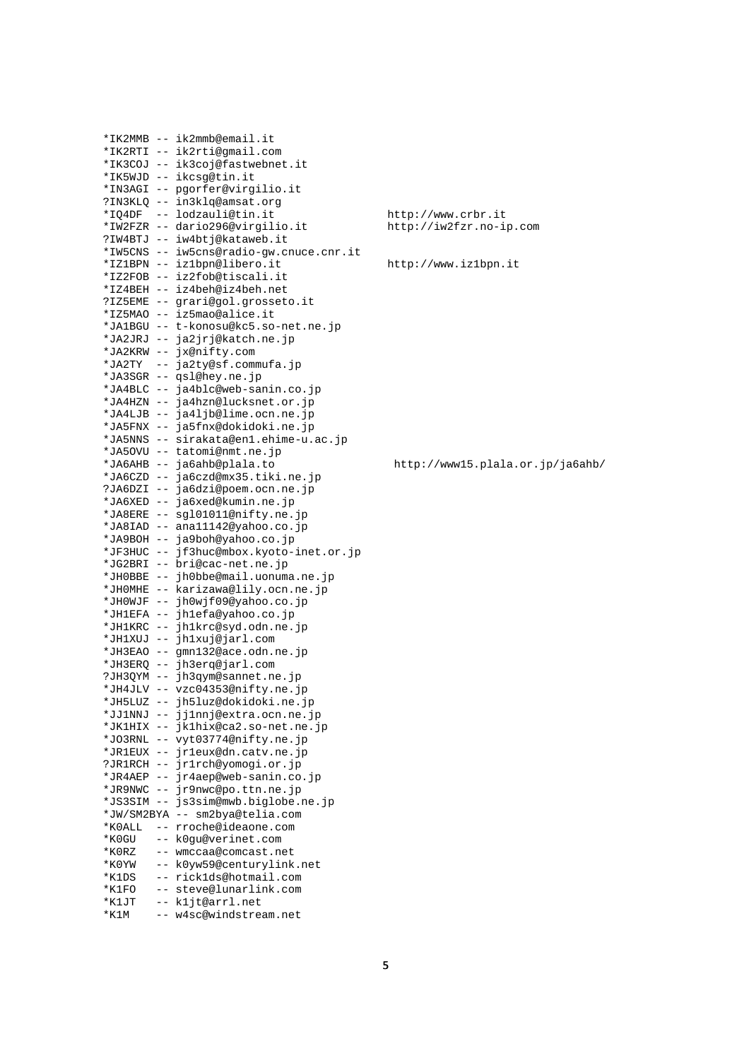```
*IK2MMB -- ik2mmb@email.it
*IK2RTI -- ik2rti@gmail.com
*IK3COJ -- ik3coj@fastwebnet.it
*IK5WJD -- ikcsg@tin.it
*IN3AGI -- pgorfer@virgilio.it
?IN3KLQ -- in3klq@amsat.org
*IQ4DF  -- lodzauli@tin.it                http://www.crbr.it
*IW2FZR -- dario296@virgilio.it           http://iw2fzr.no-ip.com
?IW4BTJ -- iw4btj@kataweb.it
*IW5CNS -- iw5cns@radio-gw.cnuce.cnr.it
*IZ1BPN -- iz1bpn@libero.it               http://www.iz1bpn.it
*IZ2FOB -- iz2fob@tiscali.it
*IZ4BEH -- iz4beh@iz4beh.net
?IZ5EME -- grari@gol.grosseto.it
*IZ5MAO -- iz5mao@alice.it
*JA1BGU -- t-konosu@kc5.so-net.ne.jp
*JA2JRJ -- ja2jrj@katch.ne.jp
*JA2KRW -- jx@nifty.com
*JA2TY  -- ja2ty@sf.commufa.jp
*JA3SGR -- qsl@hey.ne.jp
*JA4BLC -- ja4blc@web-sanin.co.jp
*JA4HZN -- ja4hzn@lucksnet.or.jp
*JA4LJB -- ja4ljb@lime.ocn.ne.jp
*JA5FNX -- ja5fnx@dokidoki.ne.jp
*JA5NNS -- sirakata@en1.ehime-u.ac.jp
*JA5OVU -- tatomi@nmt.ne.jp
*JA6AHB -- ja6ahb@plala.to                 http://www15.plala.or.jp/ja6ahb/
*JA6CZD -- ja6czd@mx35.tiki.ne.jp
?JA6DZI -- ja6dzi@poem.ocn.ne.jp
*JA6XED -- ja6xed@kumin.ne.jp
*JA8ERE -- sgl01011@nifty.ne.jp
*JA8IAD -- ana11142@yahoo.co.jp
*JA9BOH -- ja9boh@yahoo.co.jp
*JF3HUC -- jf3huc@mbox.kyoto-inet.or.jp
*JG2BRI -- bri@cac-net.ne.jp
*JH0BBE -- jh0bbe@mail.uonuma.ne.jp
*JH0MHE -- karizawa@lily.ocn.ne.jp
*JH0WJF -- jh0wjf09@yahoo.co.jp
*JH1EFA -- jh1efa@yahoo.co.jp
*JH1KRC -- jh1krc@syd.odn.ne.jp
*JH1XUJ -- jh1xuj@jarl.com
*JH3EAO -- gmn132@ace.odn.ne.jp
*JH3ERQ -- jh3erq@jarl.com
?JH3QYM -- jh3qym@sannet.ne.jp
*JH4JLV -- vzc04353@nifty.ne.jp
*JH5LUZ -- jh5luz@dokidoki.ne.jp
*JJ1NNJ -- jj1nnj@extra.ocn.ne.jp
*JK1HIX -- jk1hix@ca2.so-net.ne.jp
*JO3RNL -- vyt03774@nifty.ne.jp
*JR1EUX -- jr1eux@dn.catv.ne.jp
?JR1RCH -- jr1rch@yomogi.or.jp
*JR4AEP -- jr4aep@web-sanin.co.jp
*JR9NWC -- jr9nwc@po.ttn.ne.jp
*JS3SIM -- js3sim@mwb.biglobe.ne.jp
*JW/SM2BYA -- sm2bya@telia.com
*K0ALL  -- rroche@ideaone.com
*K0GU   -- k0gu@verinet.com
*K0RZ   -- wmccaa@comcast.net
*K0YW   -- k0yw59@centurylink.net
*K1DS   -- rick1ds@hotmail.com
*K1FO   -- steve@lunarlink.com
*K1JT   -- k1jt@arrl.net
*K1M    -- w4sc@windstream.net
```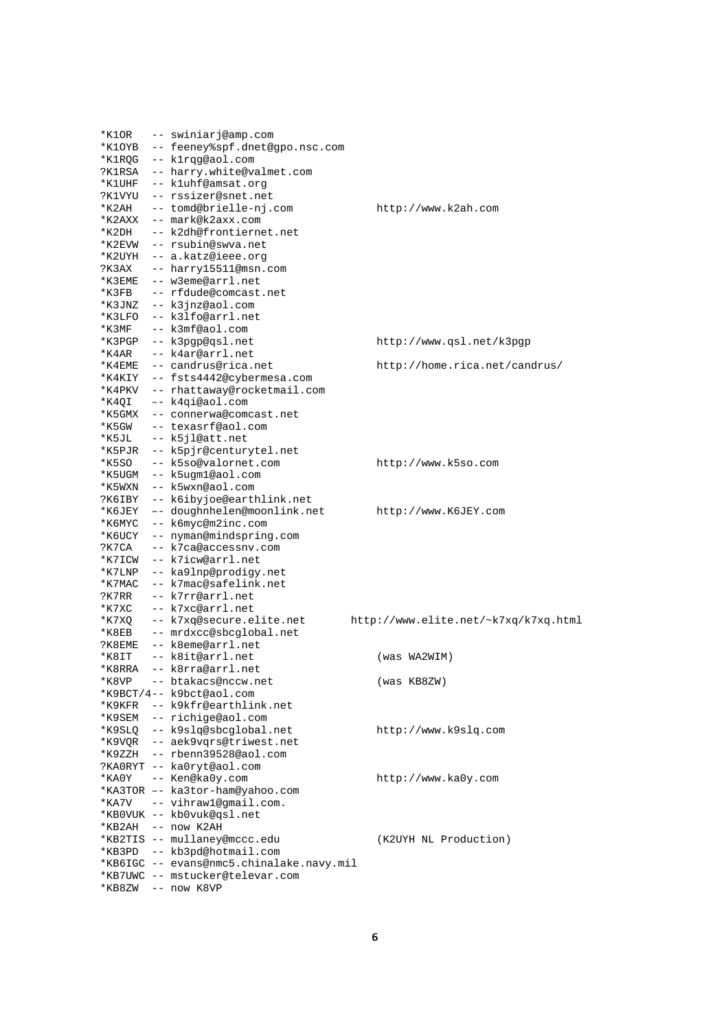```
*K1OR   -- swiniarj@amp.com
*K1OYB  -- feeney%spf.dnet@gpo.nsc.com
*K1RQG  -- k1rqg@aol.com
?K1RSA  -- harry.white@valmet.com
*K1UHF  -- k1uhf@amsat.org
?K1VYU  -- rssizer@snet.net
*K2AH   -- tomd@brielle-nj.com             http://www.k2ah.com
*K2AXX  -- mark@k2axx.com
*K2DH   -- k2dh@frontiernet.net
*K2EVW  -- rsubin@swva.net
*K2UYH  -- a.katz@ieee.org
?K3AX   -- harry15511@msn.com
*K3EME  -- w3eme@arrl.net
*K3FB   -- rfdude@comcast.net
*K3JNZ  -- k3jnz@aol.com
*K3LFO  -- k3lfo@arrl.net
*K3MF   -- k3mf@aol.com
*K3PGP  -- k3pgp@qsl.net                   http://www.qsl.net/k3pgp
*K4AR   -- k4ar@arrl.net
*K4EME  -- candrus@rica.net                http://home.rica.net/candrus/
*K4KIY  -- fsts4442@cybermesa.com
*K4PKV  -- rhattaway@rocketmail.com
*K4QI   -- k4qi@aol.com
*K5GMX  -- connerwa@comcast.net
*K5GW   -- texasrf@aol.com
*K5JL   -- k5jl@att.net
*K5PJR  -- k5pjr@centurytel.net
*K5SO   -- k5so@valornet.com               http://www.k5so.com
*K5UGM  -- k5ugm1@aol.com
*K5WXN  -- k5wxn@aol.com
?K6IBY  -- k6ibyjoe@earthlink.net
*K6JEY  -- doughnhelen@moonlink.net        http://www.K6JEY.com
*K6MYC  -- k6myc@m2inc.com
*K6UCY  -- nyman@mindspring.com
?K7CA   -- k7ca@accessnv.com
*K7ICW  -- k7icw@arrl.net
*K7LNP  -- ka9lnp@prodigy.net
*K7MAC  -- k7mac@safelink.net
?K7RR   -- k7rr@arrl.net
*K7XC   -- k7xc@arrl.net
*K7XQ   -- k7xq@secure.elite.net       http://www.elite.net/~k7xq/k7xq.html
*K8EB   -- mrdxcc@sbcglobal.net
?K8EME  -- k8eme@arrl.net
*K8IT   -- k8it@arrl.net                   (was WA2WIM)
*K8RRA  -- k8rra@arrl.net
*K8VP   -- btakacs@nccw.net                (was KB8ZW)
*K9BCT/4-- k9bct@aol.com
*K9KFR  -- k9kfr@earthlink.net
*K9SEM  -- richige@aol.com
*K9SLQ  -- k9slq@sbcglobal.net             http://www.k9slq.com
*K9VQR  -- aek9vqrs@triwest.net
*K9ZZH  -- rbenn39528@aol.com
?KA0RYT -- ka0ryt@aol.com
*KA0Y   -- Ken@ka0y.com                    http://www.ka0y.com
*KA3TOR -- ka3tor-ham@yahoo.com
*KA7V   -- vihraw1@gmail.com.
*KB0VUK -- kb0vuk@qsl.net
*KB2AH  -- now K2AH
*KB2TIS -- mullaney@mccc.edu               (K2UYH NL Production)
*KB3PD  -- kb3pd@hotmail.com
*KB6IGC -- evans@nmc5.chinalake.navy.mil
*KB7UWC -- mstucker@televar.com
*KB8ZW  -- now K8VP
```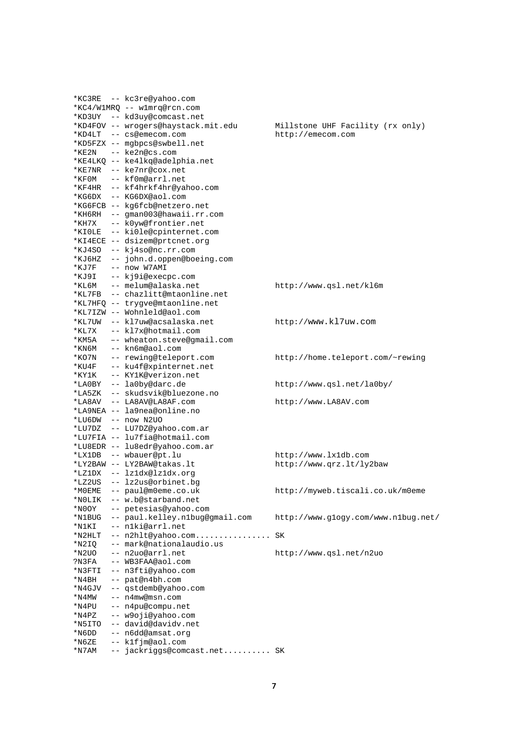```
*KC3RE  -- kc3re@yahoo.com
*KC4/W1MRQ -- w1mrq@rcn.com
*KD3UY  -- kd3uy@comcast.net
*KD4FOV -- wrogers@haystack.mit.edu        Millstone UHF Facility (rx only)
*KD4LT  -- cs@emecom.com                   http://emecom.com
*KD5FZX -- mgbpcs@swbell.net
*KE2N   -- ke2n@cs.com
*KE4LKQ -- ke4lkq@adelphia.net
*KE7NR  -- ke7nr@cox.net
*KF0M   -- kf0m@arrl.net
*KF4HR  -- kf4hrkf4hr@yahoo.com
*KG6DX  -- KG6DX@aol.com
*KG6FCB -- kg6fcb@netzero.net
*KH6RH  -- gman003@hawaii.rr.com
*KH7X   -- k0yw@frontier.net
*KI0LE  -- ki0le@cpinternet.com
*KI4ECE -- dsizem@prtcnet.org
*KJ4SO  -- kj4so@nc.rr.com
*KJ6HZ  -- john.d.oppen@boeing.com
*KJ7F   -- now W7AMI
*KJ9I   -- kj9i@execpc.com
*KL6M   -- melum@alaska.net                http://www.qsl.net/kl6m
*KL7FB  -- chazlitt@mtaonline.net
*KL7HFQ -- trygve@mtaonline.net
*KL7IZW -- Wohnleld@aol.com
*KL7UW  -- kl7uw@acsalaska.net             http://www.kl7uw.com
*KL7X   -- kl7x@hotmail.com
*KM5A   -- wheaton.steve@gmail.com
*KN6M   -- kn6m@aol.com
*KO7N   -- rewing@teleport.com             http://home.teleport.com/~rewing
*KU4F   -- ku4f@xpinternet.net
*KY1K   -- KY1K@verizon.net
*LA0BY  -- la0by@darc.de                   http://www.qsl.net/la0by/
*LA5ZK  -- skudsvik@bluezone.no
*LA8AV  -- LA8AV@LA8AF.com                 http://www.LA8AV.com
*LA9NEA -- la9nea@online.no
*LU6DW  -- now N2UO
*LU7DZ  -- LU7DZ@yahoo.com.ar
*LU7FIA -- lu7fia@hotmail.com
*LU8EDR -- lu8edr@yahoo.com.ar
*LX1DB  -- wbauer@pt.lu                    http://www.lx1db.com
*LY2BAW -- LY2BAW@takas.lt                 http://www.qrz.lt/ly2baw
*LZ1DX  -- lz1dx@lz1dx.org
*LZ2US  -- lz2us@orbinet.bg
*M0EME  -- paul@m0eme.co.uk                http://myweb.tiscali.co.uk/m0eme
*N0LIK  -- w.b@starband.net
*N0OY   -- petesias@yahoo.com
*N1BUG  -- paul.kelley.n1bug@gmail.com     http://www.g1ogy.com/www.n1bug.net/
*N1KI   -- n1ki@arrl.net
*N2HLT  -- n2hlt@yahoo.com................ SK
*N2IQ   -- mark@nationalaudio.us
*N2UO   -- n2uo@arrl.net                   http://www.qsl.net/n2uo
?N3FA   -- WB3FAA@aol.com
*N3FTI  -- n3fti@yahoo.com
*N4BH   -- pat@n4bh.com
*N4GJV  -- qstdemb@yahoo.com
*N4MW   -- n4mw@msn.com
*N4PU   -- n4pu@compu.net
*N4PZ   -- w9oji@yahoo.com
*N5ITO  -- david@davidv.net
*N6DD   -- n6dd@amsat.org
*N6ZE   -- k1fjm@aol.com
*N7AM   -- jackriggs@comcast.net.......... SK
```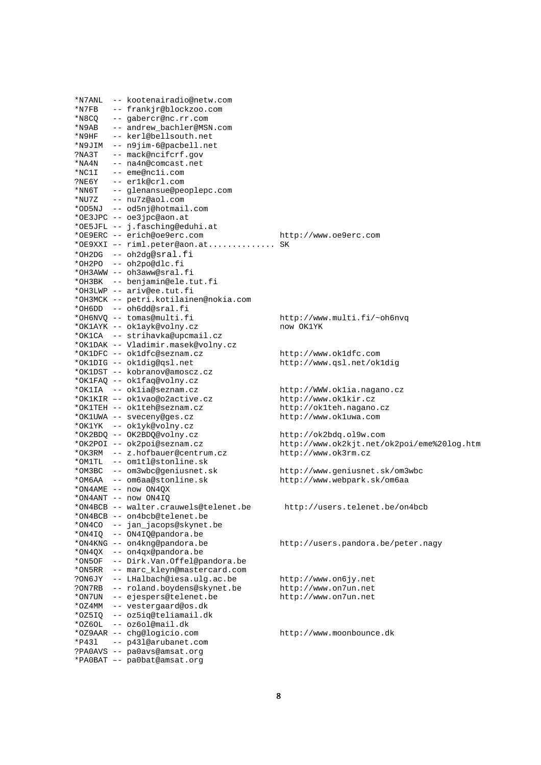```
*N7ANL  -- kootenairadio@netw.com
*N7FB   -- frankjr@blockzoo.com
*N8CQ   -- gabercr@nc.rr.com
*N9AB   -- andrew_bachler@MSN.com
*N9HF   -- kerl@bellsouth.net
*N9JIM  -- n9jim-6@pacbell.net
?NA3T   -- mack@ncifcrf.gov
*NA4N   -- na4n@comcast.net
*NC1I   -- eme@nc1i.com
?NE6Y   -- er1k@crl.com
*NN6T   -- glenansue@peoplepc.com
*NU7Z   -- nu7z@aol.com
*OD5NJ  -- od5nj@hotmail.com
*OE3JPC -- oe3jpc@aon.at
*OE5JFL -- j.fasching@eduhi.at
*OE9ERC -- erich@oe9erc.com                http://www.oe9erc.com
*OE9XXI -- riml.peter@aon.at.............. SK
*OH2DG  -- oh2dg@sral.fi
*OH2PO  -- oh2po@dlc.fi
*OH3AWW -- oh3aww@sral.fi
*OH3BK  -- benjamin@ele.tut.fi
*OH3LWP -- ariv@ee.tut.fi
*OH3MCK -- petri.kotilainen@nokia.com
*OH6DD  -- oh6dd@sral.fi
*OH6NVQ -- tomas@multi.fi                  http://www.multi.fi/~oh6nvq
*OK1AYK -- ok1ayk@volny.cz                 now OK1YK
*OK1CA  -- strihavka@upcmail.cz
*OK1DAK -- Vladimir.masek@volny.cz
*OK1DFC -- ok1dfc@seznam.cz                http://www.ok1dfc.com
*OK1DIG -- ok1dig@qsl.net                  http://www.qsl.net/ok1dig
*OK1DST -- kobranov@amoscz.cz
*OK1FAQ -- ok1faq@volny.cz
*OK1IA  -- ok1ia@seznam.cz                 http://WWW.ok1ia.nagano.cz
*OK1KIR -- ok1vao@o2active.cz              http://www.ok1kir.cz
*OK1TEH -- ok1teh@seznam.cz                http://ok1teh.nagano.cz
*OK1UWA -- sveceny@ges.cz                  http://www.ok1uwa.com
*OK1YK  -- ok1yk@volny.cz
*OK2BDQ -- OK2BDQ@volny.cz                 http://ok2bdq.ol9w.com
*OK2POI -- ok2poi@seznam.cz                http://www.ok2kjt.net/ok2poi/eme%20log.htm
*OK3RM  -- z.hofbauer@centrum.cz           http://www.ok3rm.cz
*OM1TL  -- om1tl@stonline.sk
*OM3BC  -- om3wbc@geniusnet.sk             http://www.geniusnet.sk/om3wbc
*OM6AA  -- om6aa@stonline.sk               http://www.webpark.sk/om6aa
*ON4AME -- now ON4QX
*ON4ANT -- now ON4IQ
*ON4BCB -- walter.crauwels@telenet.be       http://users.telenet.be/on4bcb
*ON4BCB -- on4bcb@telenet.be
*ON4CO  -- jan_jacops@skynet.be
*ON4IQ  -- ON4IQ@pandora.be
*ON4KNG -- on4kng@pandora.be               http://users.pandora.be/peter.nagy
*ON4QX  -- on4qx@pandora.be
*ON5OF  -- Dirk.Van.Offel@pandora.be
*ON5RR  -- marc_kleyn@mastercard.com
?ON6JY  -- LHalbach@iesa.ulg.ac.be         http://www.on6jy.net
?ON7RB  -- roland.boydens@skynet.be        http://www.on7un.net
*ON7UN  -- ejespers@telenet.be             http://www.on7un.net
*OZ4MM  -- vestergaard@os.dk
*OZ5IQ  -- oz5iq@teliamail.dk
*OZ6OL  -- oz6ol@mail.dk
*OZ9AAR -- chg@logicio.com                 http://www.moonbounce.dk
*P43l   -- p43l@arubanet.com
?PA0AVS -- pa0avs@amsat.org
*PA0BAT -- pa0bat@amsat.org
```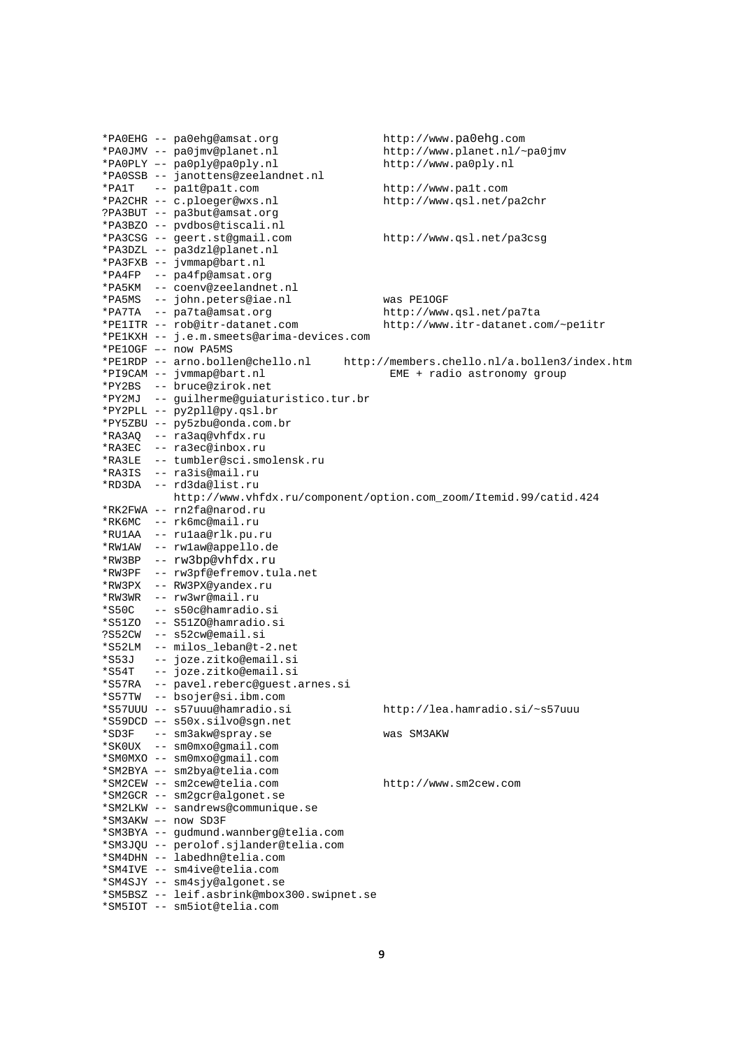```
*PA0EHG -- pa0ehg@amsat.org               http://www.pa0ehg.com
*PA0JMV -- pa0jmv@planet.nl               http://www.planet.nl/~pa0jmv
*PA0PLY -- pa0ply@pa0ply.nl               http://www.pa0ply.nl
*PA0SSB -- janottens@zeelandnet.nl
*PA1T   -- pa1t@pa1t.com                  http://www.pa1t.com
*PA2CHR -- c.ploeger@wxs.nl               http://www.qsl.net/pa2chr
?PA3BUT -- pa3but@amsat.org
*PA3BZO -- pvdbos@tiscali.nl
*PA3CSG -- geert.st@gmail.com             http://www.qsl.net/pa3csg
*PA3DZL -- pa3dzl@planet.nl
*PA3FXB -- jvmmap@bart.nl
*PA4FP  -- pa4fp@amsat.org
*PA5KM  -- coenv@zeelandnet.nl
*PA5MS  -- john.peters@iae.nl             was PE1OGF
*PA7TA  -- pa7ta@amsat.org                http://www.qsl.net/pa7ta
*PE1ITR -- rob@itr-datanet.com            http://www.itr-datanet.com/~pe1itr
*PE1KXH -- j.e.m.smeets@arima-devices.com
*PE1OGF -- now PA5MS
*PE1RDP -- arno.bollen@chello.nl     http://members.chello.nl/a.bollen3/index.htm
*PI9CAM -- jvmmap@bart.nl                  EME + radio astronomy group
*PY2BS  -- bruce@zirok.net
*PY2MJ  -- guilherme@guiaturistico.tur.br
*PY2PLL -- py2pll@py.qsl.br
*PY5ZBU -- py5zbu@onda.com.br
*RA3AQ  -- ra3aq@vhfdx.ru
*RA3EC  -- ra3ec@inbox.ru
*RA3LE  -- tumbler@sci.smolensk.ru
*RA3IS  -- ra3is@mail.ru
*RD3DA  -- rd3da@list.ru
           http://www.vhfdx.ru/component/option.com_zoom/Itemid.99/catid.424
*RK2FWA -- rn2fa@narod.ru
*RK6MC  -- rk6mc@mail.ru
*RU1AA  -- ru1aa@rlk.pu.ru
*RW1AW  -- rw1aw@appello.de
*RW3BP  -- rw3bp@vhfdx.ru
*RW3PF  -- rw3pf@efremov.tula.net
*RW3PX  -- RW3PX@yandex.ru
*RW3WR  -- rw3wr@mail.ru
*S50C   -- s50c@hamradio.si
*S51ZO  -- S51ZO@hamradio.si
?S52CW  -- s52cw@email.si
*S52LM  -- milos_leban@t-2.net
*S53J   -- joze.zitko@email.si
*S54T   -- joze.zitko@email.si
*S57RA  -- pavel.reberc@guest.arnes.si
*S57TW  -- bsojer@si.ibm.com
*S57UUU -- s57uuu@hamradio.si             http://lea.hamradio.si/~s57uuu
*S59DCD -- s50x.silvo@sgn.net
*SD3F   -- sm3akw@spray.se                was SM3AKW
*SK0UX  -- sm0mxo@gmail.com
*SM0MXO -- sm0mxo@gmail.com
*SM2BYA -- sm2bya@telia.com
*SM2CEW -- sm2cew@telia.com               http://www.sm2cew.com
*SM2GCR -- sm2gcr@algonet.se
*SM2LKW -- sandrews@communique.se
*SM3AKW -- now SD3F
*SM3BYA -- gudmund.wannberg@telia.com
*SM3JQU -- perolof.sjlander@telia.com
*SM4DHN -- labedhn@telia.com
*SM4IVE -- sm4ive@telia.com
*SM4SJY -- sm4sjy@algonet.se
*SM5BSZ -- leif.asbrink@mbox300.swipnet.se
*SM5IOT -- sm5iot@telia.com
```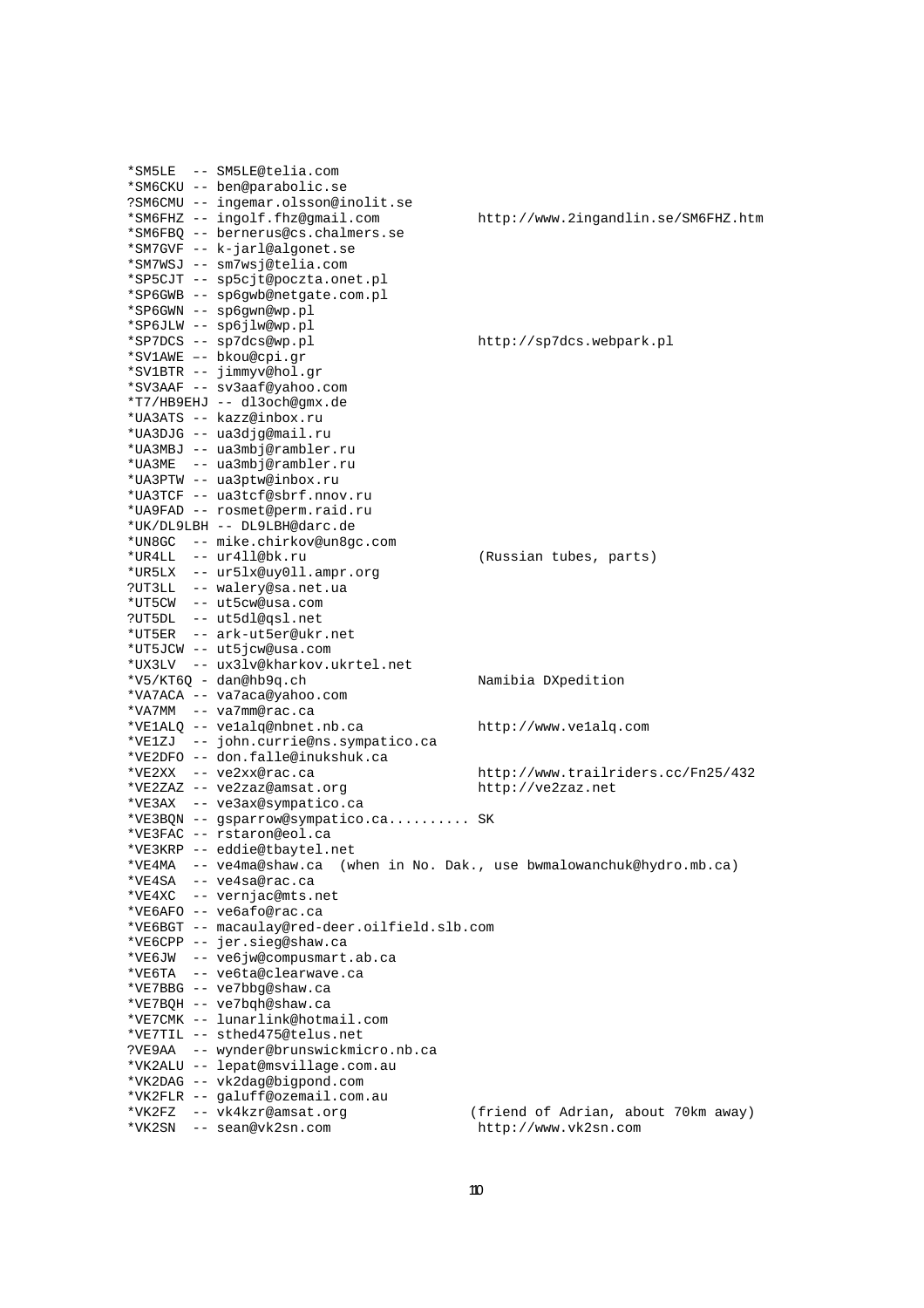```
*SM5LE  -- SM5LE@telia.com
*SM6CKU -- ben@parabolic.se
?SM6CMU -- ingemar.olsson@inolit.se
*SM6FHZ -- ingolf.fhz@gmail.com            http://www.2ingandlin.se/SM6FHZ.htm
*SM6FBQ -- bernerus@cs.chalmers.se
*SM7GVF -- k-jarl@algonet.se
*SM7WSJ -- sm7wsj@telia.com
*SP5CJT -- sp5cjt@poczta.onet.pl
*SP6GWB -- sp6gwb@netgate.com.pl
*SP6GWN -- sp6gwn@wp.pl
*SP6JLW -- sp6jlw@wp.pl
*SP7DCS -- sp7dcs@wp.pl                    http://sp7dcs.webpark.pl
*SV1AWE –- bkou@cpi.gr
*SV1BTR -- jimmyv@hol.gr
*SV3AAF -- sv3aaf@yahoo.com
*T7/HB9EHJ -- dl3och@gmx.de
*UA3ATS -- kazz@inbox.ru
*UA3DJG -- ua3djg@mail.ru
*UA3MBJ -- ua3mbj@rambler.ru
*UA3ME  -- ua3mbj@rambler.ru
*UA3PTW -- ua3ptw@inbox.ru
*UA3TCF -- ua3tcf@sbrf.nnov.ru
*UA9FAD -- rosmet@perm.raid.ru
*UK/DL9LBH -- DL9LBH@darc.de
*UN8GC  -- mike.chirkov@un8gc.com
*UR4LL  -- ur4ll@bk.ru                     (Russian tubes, parts)
*UR5LX  -- ur5lx@uy0ll.ampr.org
?UT3LL  -- walery@sa.net.ua
*UT5CW  -- ut5cw@usa.com
?UT5DL  -- ut5dl@qsl.net
*UT5ER  -- ark-ut5er@ukr.net
*UT5JCW -- ut5jcw@usa.com
*UX3LV  -- ux3lv@kharkov.ukrtel.net
*V5/KT6Q - dan@hb9q.ch                     Namibia DXpedition
*VA7ACA -- va7aca@yahoo.com
*VA7MM  -- va7mm@rac.ca
*VE1ALQ -- ve1alq@nbnet.nb.ca              http://www.ve1alq.com
*VE1ZJ  -- john.currie@ns.sympatico.ca
*VE2DFO -- don.falle@inukshuk.ca
*VE2XX  -- ve2xx@rac.ca                    http://www.trailriders.cc/Fn25/432
*VE2ZAZ -- ve2zaz@amsat.org                http://ve2zaz.net
*VE3AX  -- ve3ax@sympatico.ca
*VE3BQN -- gsparrow@sympatico.ca.......... SK
*VE3FAC -- rstaron@eol.ca
*VE3KRP -- eddie@tbaytel.net
*VE4MA  -- ve4ma@shaw.ca  (when in No. Dak., use bwmalowanchuk@hydro.mb.ca)
*VE4SA  -- ve4sa@rac.ca
*VE4XC  -- vernjac@mts.net
*VE6AFO -- ve6afo@rac.ca
*VE6BGT -- macaulay@red-deer.oilfield.slb.com
*VE6CPP -- jer.sieg@shaw.ca
*VE6JW  -- ve6jw@compusmart.ab.ca
*VE6TA  -- ve6ta@clearwave.ca
*VE7BBG -- ve7bbg@shaw.ca
*VE7BQH -- ve7bqh@shaw.ca
*VE7CMK -- lunarlink@hotmail.com
*VE7TIL -- sthed475@telus.net
?VE9AA  -- wynder@brunswickmicro.nb.ca
*VK2ALU -- lepat@msvillage.com.au
*VK2DAG -- vk2dag@bigpond.com
*VK2FLR -- galuff@ozemail.com.au
*VK2FZ  -- vk4kzr@amsat.org               (friend of Adrian, about 70km away)
*VK2SN  -- sean@vk2sn.com                  http://www.vk2sn.com
```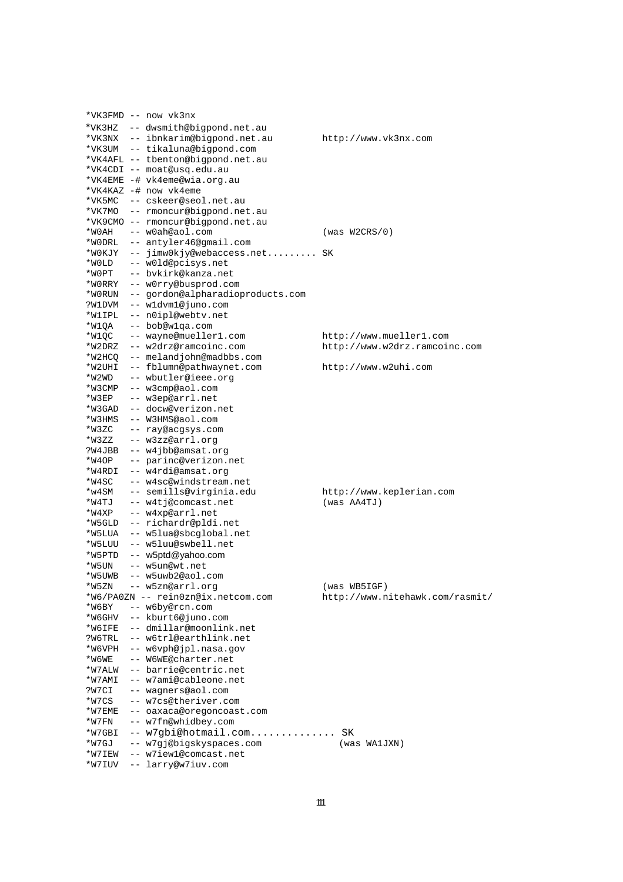```
*VK3FMD -- now vk3nx
*VK3HZ  -- dwsmith@bigpond.net.au
*VK3NX  -- ibnkarim@bigpond.net.au         http://www.vk3nx.com
*VK3UM  -- tikaluna@bigpond.com
*VK4AFL -- tbenton@bigpond.net.au
*VK4CDI -- moat@usq.edu.au
*VK4EME -# vk4eme@wia.org.au
*VK4KAZ -# now vk4eme
*VK5MC  -- cskeer@seol.net.au
*VK7MO  -- rmoncur@bigpond.net.au
*VK9CMO -- rmoncur@bigpond.net.au
*W0AH   -- w0ah@aol.com                    (was W2CRS/0)
*W0DRL  -- antyler46@gmail.com
*W0KJY  -- jimw0kjy@webaccess.net......... SK
*W0LD   -- w0ld@pcisys.net
*W0PT   -- bvkirk@kanza.net
*W0RRY  -- w0rry@busprod.com
*W0RUN  -- gordon@alpharadioproducts.com
?W1DVM  -- w1dvm1@juno.com
*W1IPL  -- n0ipl@webtv.net
*W1QA   -- bob@w1qa.com
*W1QC   -- wayne@mueller1.com              http://www.mueller1.com
*W2DRZ  -- w2drz@ramcoinc.com              http://www.w2drz.ramcoinc.com
*W2HCQ  -- melandjohn@madbbs.com
*W2UHI  -- fblumn@pathwaynet.com           http://www.w2uhi.com
*W2WD   -- wbutler@ieee.org
*W3CMP  -- w3cmp@aol.com
*W3EP   -- w3ep@arrl.net
*W3GAD  -- docw@verizon.net
*W3HMS  -- W3HMS@aol.com
*W3ZC   -- ray@acgsys.com
*W3ZZ   -- w3zz@arrl.org
?W4JBB  -- w4jbb@amsat.org
*W4OP   -- parinc@verizon.net
*W4RDI  -- w4rdi@amsat.org
*W4SC   -- w4sc@windstream.net
*w4SM   -- semills@virginia.edu            http://www.keplerian.com
*W4TJ   -- w4tj@comcast.net                (was AA4TJ)
*W4XP   -- w4xp@arrl.net
*W5GLD  -- richardr@pldi.net
*W5LUA  -- w5lua@sbcglobal.net
*W5LUU  -- w5luu@swbell.net
*W5PTD  -- w5ptd@yahoo.com
*W5UN   -- w5un@wt.net
*W5UWB  -- w5uwb2@aol.com
*W5ZN   -- w5zn@arrl.org                   (was WB5IGF)
*W6/PA0ZN -- rein0zn@ix.netcom.com         http://www.nitehawk.com/rasmit/
*W6BY   -- w6by@rcn.com
*W6GHV  -- kburt6@juno.com
*W6IFE  -- dmillar@moonlink.net
?W6TRL  -- w6trl@earthlink.net
*W6VPH  -- w6vph@jpl.nasa.gov
*W6WE   -- W6WE@charter.net
*W7ALW  -- barrie@centric.net
*W7AMI  -- w7ami@cableone.net
?W7CI   -- wagners@aol.com
*W7CS   -- w7cs@theriver.com
*W7EME  -- oaxaca@oregoncoast.com
*W7FN   -- w7fn@whidbey.com
*W7GBI  -- w7gbi@hotmail.com............. SK
*W7GJ   -- w7gj@bigskyspaces.com           (was WA1JXN)
*W7IEW  -- w7iew1@comcast.net
*W7IUV  -- larry@w7iuv.com
```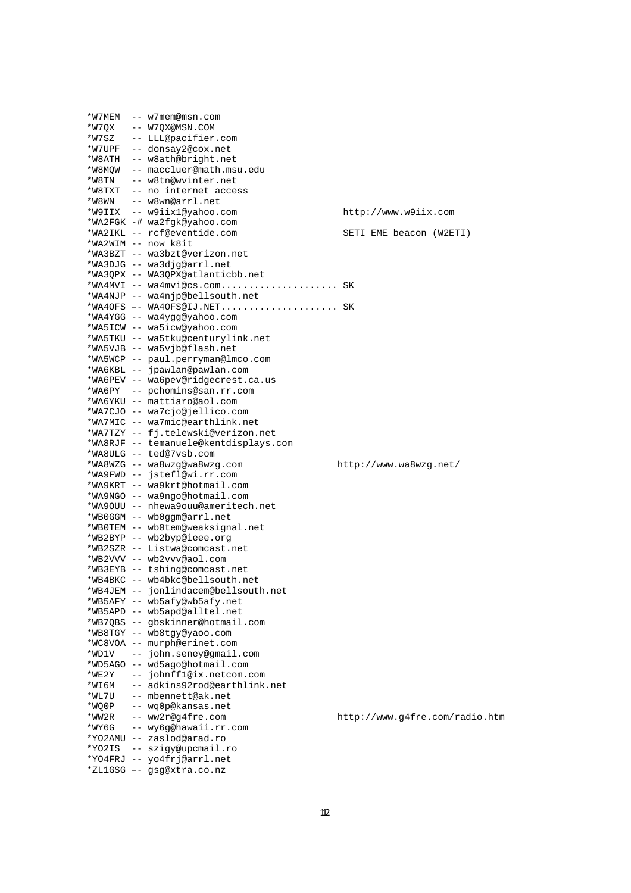```
*W7MEM  -- w7mem@msn.com
*W7QX   -- W7QX@MSN.COM
*W7SZ   -- LLL@pacifier.com
*W7UPF  -- donsay2@cox.net
*W8ATH  -- w8ath@bright.net
*W8MQW  -- maccluer@math.msu.edu
*W8TN   -- w8tn@wvinter.net
*W8TXT  -- no internet access
*W8WN   -- w8wn@arrl.net
*W9IIX  -- w9iix1@yahoo.com                  http://www.w9iix.com
*WA2FGK -# wa2fgk@yahoo.com
*WA2IKL -- rcf@eventide.com                  SETI EME beacon (W2ETI)
*WA2WIM -- now k8it
*WA3BZT -- wa3bzt@verizon.net
*WA3DJG -- wa3djg@arrl.net
*WA3QPX -- WA3QPX@atlanticbb.net
*WA4MVI -- wa4mvi@cs.com..................... SK
*WA4NJP -- wa4njp@bellsouth.net
*WA4OFS –- WA4OFS@IJ.NET..................... SK
*WA4YGG -- wa4ygg@yahoo.com
*WA5ICW -- wa5icw@yahoo.com
*WA5TKU -- wa5tku@centurylink.net
*WA5VJB -- wa5vjb@flash.net
*WA5WCP -- paul.perryman@lmco.com
*WA6KBL -- jpawlan@pawlan.com
*WA6PEV -- wa6pev@ridgecrest.ca.us
*WA6PY  -- pchomins@san.rr.com
*WA6YKU -- mattiaro@aol.com
*WA7CJO -- wa7cjo@jellico.com
*WA7MIC -- wa7mic@earthlink.net
*WA7TZY -- fj.telewski@verizon.net
*WA8RJF -- temanuele@kentdisplays.com
*WA8ULG -- ted@7vsb.com
*WA8WZG -- wa8wzg@wa8wzg.com                 http://www.wa8wzg.net/
*WA9FWD -- jstefl@wi.rr.com
*WA9KRT -- wa9krt@hotmail.com
*WA9NGO -- wa9ngo@hotmail.com
*WA9OUU -- nhewa9ouu@ameritech.net
*WB0GGM -- wb0ggm@arrl.net
*WB0TEM -- wb0tem@weaksignal.net
*WB2BYP -- wb2byp@ieee.org
*WB2SZR -- Listwa@comcast.net
*WB2VVV -- wb2vvv@aol.com
*WB3EYB -- tshing@comcast.net
*WB4BKC -- wb4bkc@bellsouth.net
*WB4JEM -- jonlindacem@bellsouth.net
*WB5AFY -- wb5afy@wb5afy.net
*WB5APD -- wb5apd@alltel.net
*WB7QBS -- gbskinner@hotmail.com
*WB8TGY -- wb8tgy@yaoo.com
*WC8VOA -- murph@erinet.com
*WD1V   -- john.seney@gmail.com
*WD5AGO -- wd5ago@hotmail.com
*WE2Y   -- johnff1@ix.netcom.com
*WI6M   -- adkins92rod@earthlink.net
*WL7U   -- mbennett@ak.net
*WQ0P   -- wq0p@kansas.net
*WW2R   -- ww2r@g4fre.com                    http://www.g4fre.com/radio.htm
*WY6G   -- wy6g@hawaii.rr.com
*YO2AMU -- zaslod@arad.ro
*YO2IS  -- szigy@upcmail.ro
*YO4FRJ -- yo4frj@arrl.net
*ZL1GSG –- gsg@xtra.co.nz
```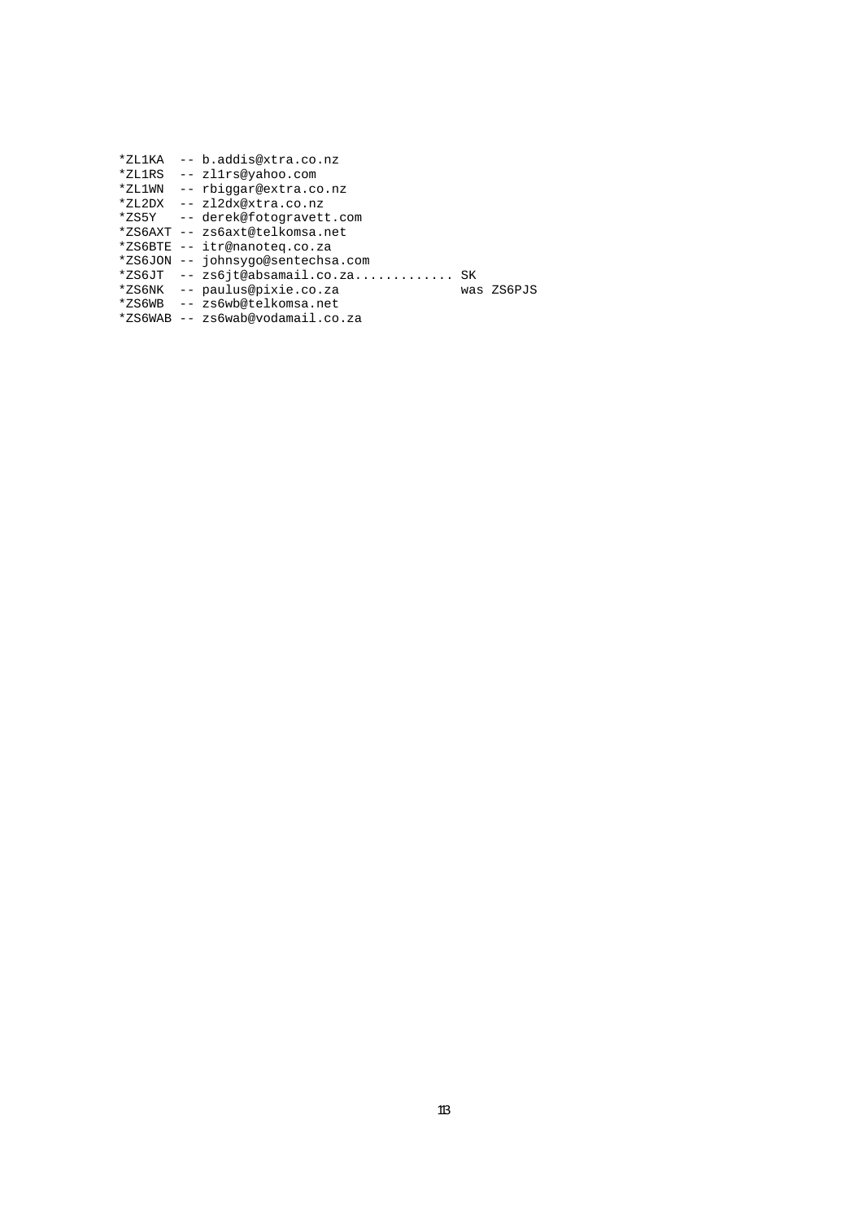```
*ZL1KA  -- b.addis@xtra.co.nz
*ZL1RS  -- zl1rs@yahoo.com
*ZL1WN  -- rbiggar@extra.co.nz
*ZL2DX  -- zl2dx@xtra.co.nz
*ZS5Y   -- derek@fotogravett.com
*ZS6AXT -- zs6axt@telkomsa.net
*ZS6BTE -- itr@nanoteq.co.za
*ZS6JON -- johnsygo@sentechsa.com
*ZS6JT  -- zs6jt@absamail.co.za............. SK
*ZS6NK  -- paulus@pixie.co.za               was ZS6PJS
*ZS6WB  -- zs6wb@telkomsa.net
*ZS6WAB -- zs6wab@vodamail.co.za
```